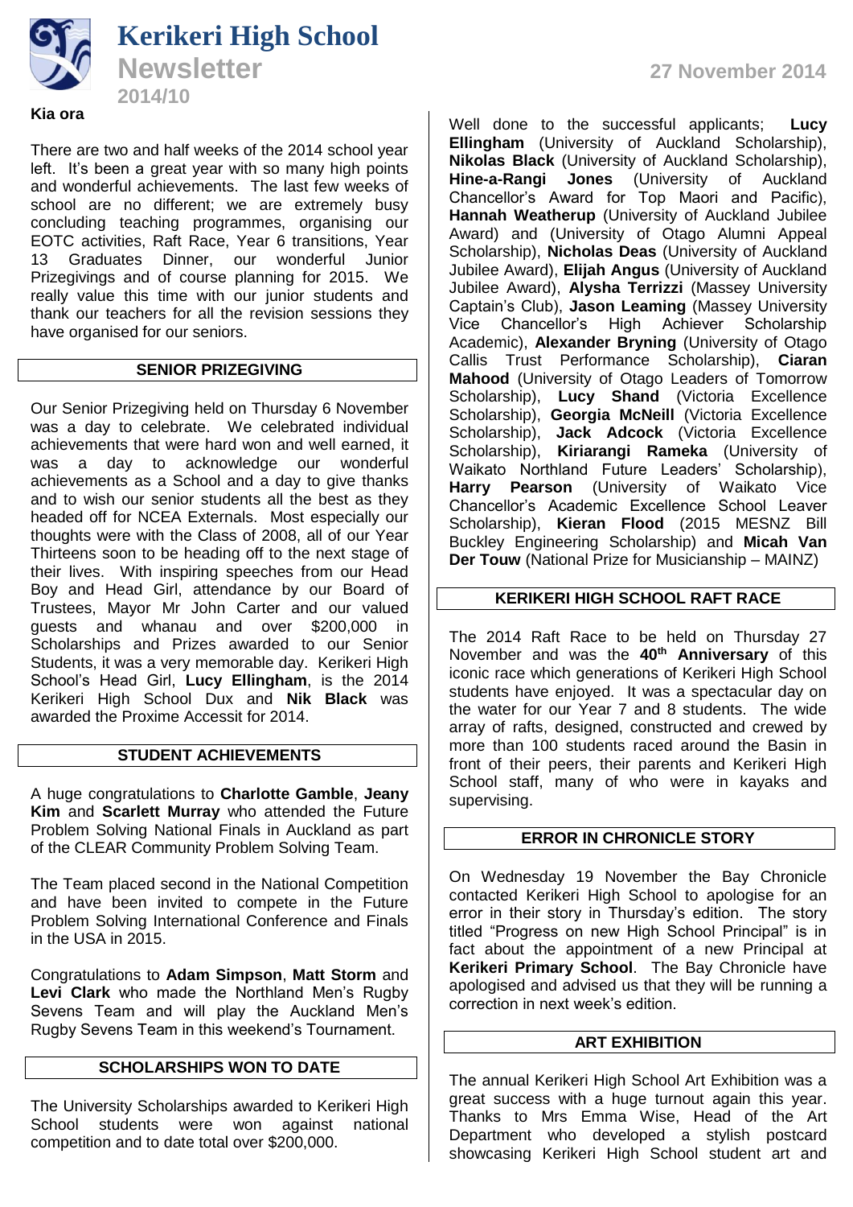# Kerikeri High School

## Newsletter

2014/10

27 November 2014

**Kia ora**

There are two and half weeks of the 2014 school year left. It's been a great year with so many high points and wonderful achievements. The last few weeks of school are no different; we are extremely busy concluding teaching programmes, organising our EOTC activities, Raft Race, Year 6 transitions, Year 13 Graduates Dinner, our wonderful Junior Prizegivings and of course planning for 2015. We really value this time with our junior students and thank our teachers for all the revision sessions they have organised for our seniors.

## SENIOR PRIZEGIVING

Our Senior Prizegiving held on Thursday 6 November was a day to celebrate. We celebrated individual achievements that were hard won and well earned, it was a day to acknowledge our wonderful achievements as a School and a day to give thanks and to wish our senior students all the best as they headed off for NCEA Externals. Most especially our thoughts were with the Class of 2008, all of our Year Thirteens soon to be heading off to the next stage of their lives. With inspiring speeches from our Head Boy and Head Girl, attendance by our Board of Trustees, Mayor Mr John Carter and our valued guests and whanau and over $200,000 in Scholarships and Prizes awarded to our Senior Students, it was a very memorable day. Kerikeri High School's Head Girl, **Lucy Ellingham**, is the 2014 Kerikeri High School Dux and **Nik Black** was awarded the Proxime Accessit for 2014.

## STUDENT ACHIEVEMENTS

A huge congratulations to **Charlotte Gamble**, **Jeany Kim** and **Scarlett Murray** who attended the Future Problem Solving National Finals in Auckland as part of the CLEAR Community Problem Solving Team.

The Team placed second in the National Competition and have been invited to compete in the Future Problem Solving International Conference and Finals in the USA in 2015.

Congratulations to **Adam Simpson**, **Matt Storm** and **Levi Clark** who made the Northland Men's Rugby Sevens Team and will play the Auckland Men's Rugby Sevens Team in this weekend's Tournament.

## SCHOLARSHIPS WON TO DATE

The University Scholarships awarded to Kerikeri High School students were won against national competition and to date total over $200,000.

Well done to the successful applicants; **Lucy Ellingham** (University of Auckland Scholarship), **Nikolas Black** (University of Auckland Scholarship), **Hine-a-Rangi Jones** (University of Auckland Chancellor's Award for Top Maori and Pacific), **Hannah Weatherup** (University of Auckland Jubilee Award) and (University of Otago Alumni Appeal Scholarship), **Nicholas Deas** (University of Auckland Jubilee Award), **Elijah Angus** (University of Auckland Jubilee Award), **Alysha Terrizzi** (Massey University Captain's Club), **Jason Leaming** (Massey University Vice Chancellor's High Achiever Scholarship Academic), **Alexander Bryning** (University of Otago Callis Trust Performance Scholarship), **Ciaran Mahood** (University of Otago Leaders of Tomorrow Scholarship), **Lucy Shand** (Victoria Excellence Scholarship), **Georgia McNeill** (Victoria Excellence Scholarship), **Jack Adcock** (Victoria Excellence Scholarship), **Kiriarangi Rameka** (University of Waikato Northland Future Leaders' Scholarship), **Harry Pearson** (University of Waikato Vice Chancellor's Academic Excellence School Leaver Scholarship), **Kieran Flood** (2015 MESNZ Bill Buckley Engineering Scholarship) and **Micah Van Der Touw** (National Prize for Musicianship – MAINZ)

## KERIKERI HIGH SCHOOL RAFT RACE

The 2014 Raft Race to be held on Thursday 27 November and was the **40th Anniversary** of this iconic race which generations of Kerikeri High School students have enjoyed. It was a spectacular day on the water for our Year 7 and 8 students. The wide array of rafts, designed, constructed and crewed by more than 100 students raced around the Basin in front of their peers, their parents and Kerikeri High School staff, many of who were in kayaks and supervising.

## ERROR IN CHRONICLE STORY

On Wednesday 19 November the Bay Chronicle contacted Kerikeri High School to apologise for an error in their story in Thursday's edition. The story titled "Progress on new High School Principal" is in fact about the appointment of a new Principal at **Kerikeri Primary School**. The Bay Chronicle have apologised and advised us that they will be running a correction in next week's edition.

## ART EXHIBITION

The annual Kerikeri High School Art Exhibition was a great success with a huge turnout again this year. Thanks to Mrs Emma Wise, Head of the Art Department who developed a stylish postcard showcasing Kerikeri High School student art and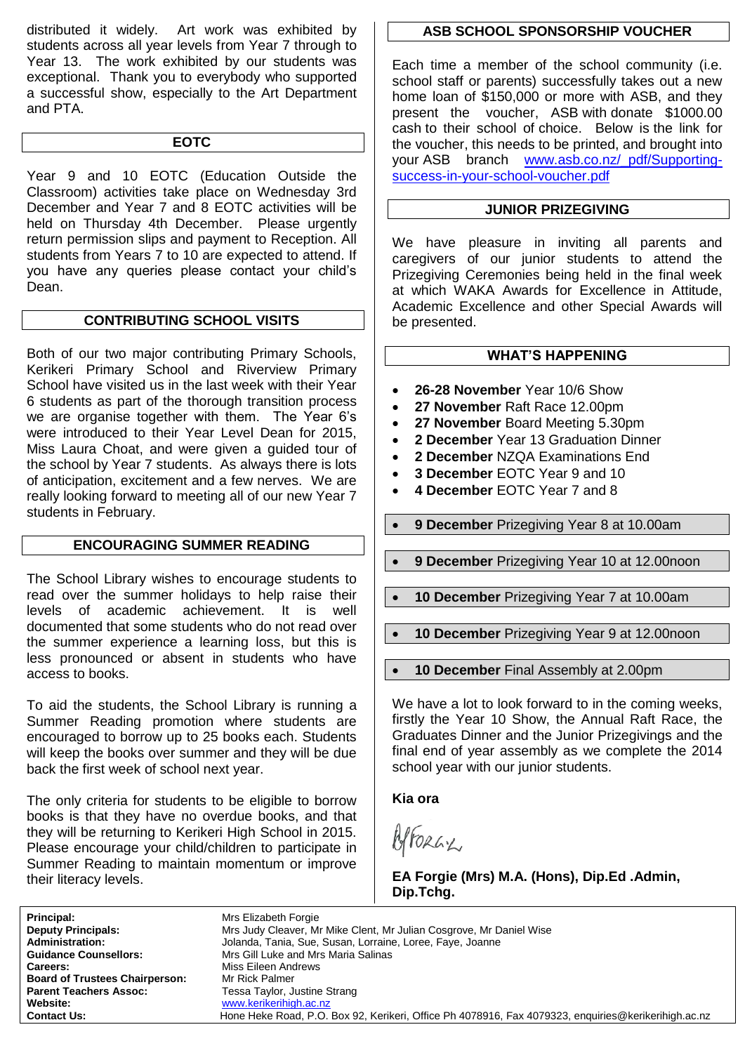distributed it widely. Art work was exhibited by students across all year levels from Year 7 through to Year 13. The work exhibited by our students was exceptional. Thank you to everybody who supported a successful show, especially to the Art Department and PTA.

## EOTC

Year 9 and 10 EOTC (Education Outside the Classroom) activities take place on Wednesday 3rd December and Year 7 and 8 EOTC activities will be held on Thursday 4th December. Please urgently return permission slips and payment to Reception. All students from Years 7 to 10 are expected to attend. If you have any queries please contact your child's Dean.

## CONTRIBUTING SCHOOL VISITS

Both of our two major contributing Primary Schools, Kerikeri Primary School and Riverview Primary School have visited us in the last week with their Year 6 students as part of the thorough transition process we are organise together with them. The Year 6's were introduced to their Year Level Dean for 2015, Miss Laura Choat, and were given a guided tour of the school by Year 7 students. As always there is lots of anticipation, excitement and a few nerves. We are really looking forward to meeting all of our new Year 7 students in February.

## ENCOURAGING SUMMER READING

The School Library wishes to encourage students to read over the summer holidays to help raise their levels of academic achievement. It is well documented that some students who do not read over the summer experience a learning loss, but this is less pronounced or absent in students who have access to books.

To aid the students, the School Library is running a Summer Reading promotion where students are encouraged to borrow up to 25 books each. Students will keep the books over summer and they will be due back the first week of school next year.

The only criteria for students to be eligible to borrow books is that they have no overdue books, and that they will be returning to Kerikeri High School in 2015. Please encourage your child/children to participate in Summer Reading to maintain momentum or improve their literacy levels.

## ASB SCHOOL SPONSORSHIP VOUCHER

Each time a member of the school community (i.e. school staff or parents) successfully takes out a new home loan of $150,000 or more with ASB, and they present the voucher, ASB with donate $1000.00 cash to their school of choice. Below is the link for the voucher, this needs to be printed, and brought into your ASB branch www.asb.co.nz/_pdf/Supporting-success-in-your-school-voucher.pdf

## JUNIOR PRIZEGIVING

We have pleasure in inviting all parents and caregivers of our junior students to attend the Prizegiving Ceremonies being held in the final week at which WAKA Awards for Excellence in Attitude, Academic Excellence and other Special Awards will be presented.

## WHAT'S HAPPENING

- **26-28 November** Year 10/6 Show
- **27 November** Raft Race 12.00pm
- **27 November** Board Meeting 5.30pm
- **2 December** Year 13 Graduation Dinner
- **2 December** NZQA Examinations End
- **3 December** EOTC Year 9 and 10
- **4 December** EOTC Year 7 and 8
- **9 December** Prizegiving Year 8 at 10.00am
- **9 December** Prizegiving Year 10 at 12.00noon
- **10 December** Prizegiving Year 7 at 10.00am
- **10 December** Prizegiving Year 9 at 12.00noon
- **10 December** Final Assembly at 2.00pm

We have a lot to look forward to in the coming weeks, firstly the Year 10 Show, the Annual Raft Race, the Graduates Dinner and the Junior Prizegivings and the final end of year assembly as we complete the 2014 school year with our junior students.

**Kia ora**

EForgie

**EA Forgie (Mrs) M.A. (Hons), Dip.Ed .Admin, Dip.Tchg.**

| | |
|---|---|
| **Principal:** | Mrs Elizabeth Forgie |
| **Deputy Principals:** | Mrs Judy Cleaver, Mr Mike Clent, Mr Julian Cosgrove, Mr Daniel Wise |
| **Administration:** | Jolanda, Tania, Sue, Susan, Lorraine, Loree, Faye, Joanne |
| **Guidance Counsellors:** | Mrs Gill Luke and Mrs Maria Salinas |
| **Careers:** | Miss Eileen Andrews |
| **Board of Trustees Chairperson:** | Mr Rick Palmer |
| **Parent Teachers Assoc:** | Tessa Taylor, Justine Strang |
| **Website:** | www.kerikerihigh.ac.nz |
| **Contact Us:** | Hone Heke Road, P.O. Box 92, Kerikeri, Office Ph 4078916, Fax 4079323, enquiries@kerikerihigh.ac.nz |